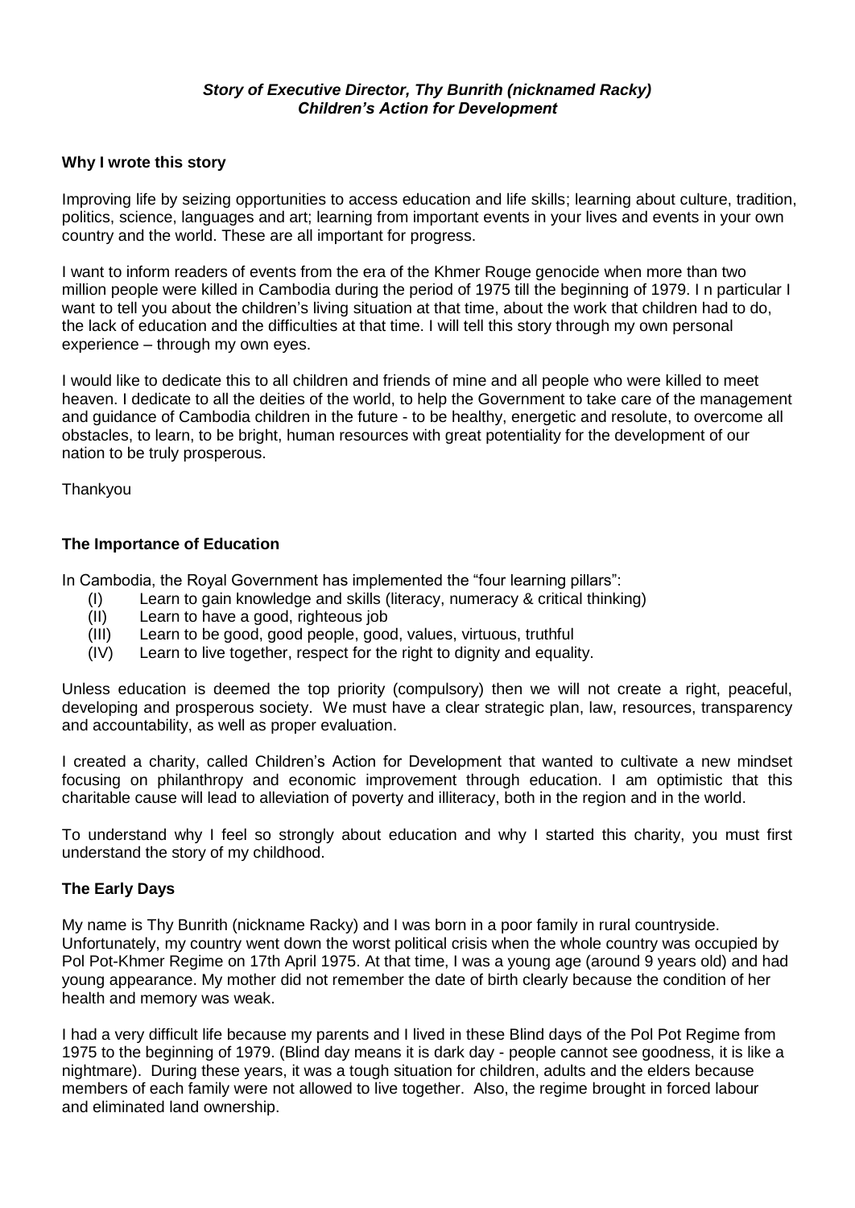***Story of Executive Director, Thy Bunrith (nicknamed Racky)***
***Children's Action for Development***

## Why I wrote this story

Improving life by seizing opportunities to access education and life skills; learning about culture, tradition, politics, science, languages and art; learning from important events in your lives and events in your own country and the world. These are all important for progress.

I want to inform readers of events from the era of the Khmer Rouge genocide when more than two million people were killed in Cambodia during the period of 1975 till the beginning of 1979. I n particular I want to tell you about the children's living situation at that time, about the work that children had to do, the lack of education and the difficulties at that time. I will tell this story through my own personal experience – through my own eyes.

I would like to dedicate this to all children and friends of mine and all people who were killed to meet heaven. I dedicate to all the deities of the world, to help the Government to take care of the management and guidance of Cambodia children in the future - to be healthy, energetic and resolute, to overcome all obstacles, to learn, to be bright, human resources with great potentiality for the development of our nation to be truly prosperous.

Thankyou

## The Importance of Education

In Cambodia, the Royal Government has implemented the "four learning pillars":

(I) Learn to gain knowledge and skills (literacy, numeracy & critical thinking)
(II) Learn to have a good, righteous job
(III) Learn to be good, good people, good, values, virtuous, truthful
(IV) Learn to live together, respect for the right to dignity and equality.

Unless education is deemed the top priority (compulsory) then we will not create a right, peaceful, developing and prosperous society. We must have a clear strategic plan, law, resources, transparency and accountability, as well as proper evaluation.

I created a charity, called Children's Action for Development that wanted to cultivate a new mindset focusing on philanthropy and economic improvement through education. I am optimistic that this charitable cause will lead to alleviation of poverty and illiteracy, both in the region and in the world.

To understand why I feel so strongly about education and why I started this charity, you must first understand the story of my childhood.

## The Early Days

My name is Thy Bunrith (nickname Racky) and I was born in a poor family in rural countryside. Unfortunately, my country went down the worst political crisis when the whole country was occupied by Pol Pot-Khmer Regime on 17th April 1975. At that time, I was a young age (around 9 years old) and had young appearance. My mother did not remember the date of birth clearly because the condition of her health and memory was weak.

I had a very difficult life because my parents and I lived in these Blind days of the Pol Pot Regime from 1975 to the beginning of 1979. (Blind day means it is dark day - people cannot see goodness, it is like a nightmare). During these years, it was a tough situation for children, adults and the elders because members of each family were not allowed to live together. Also, the regime brought in forced labour and eliminated land ownership.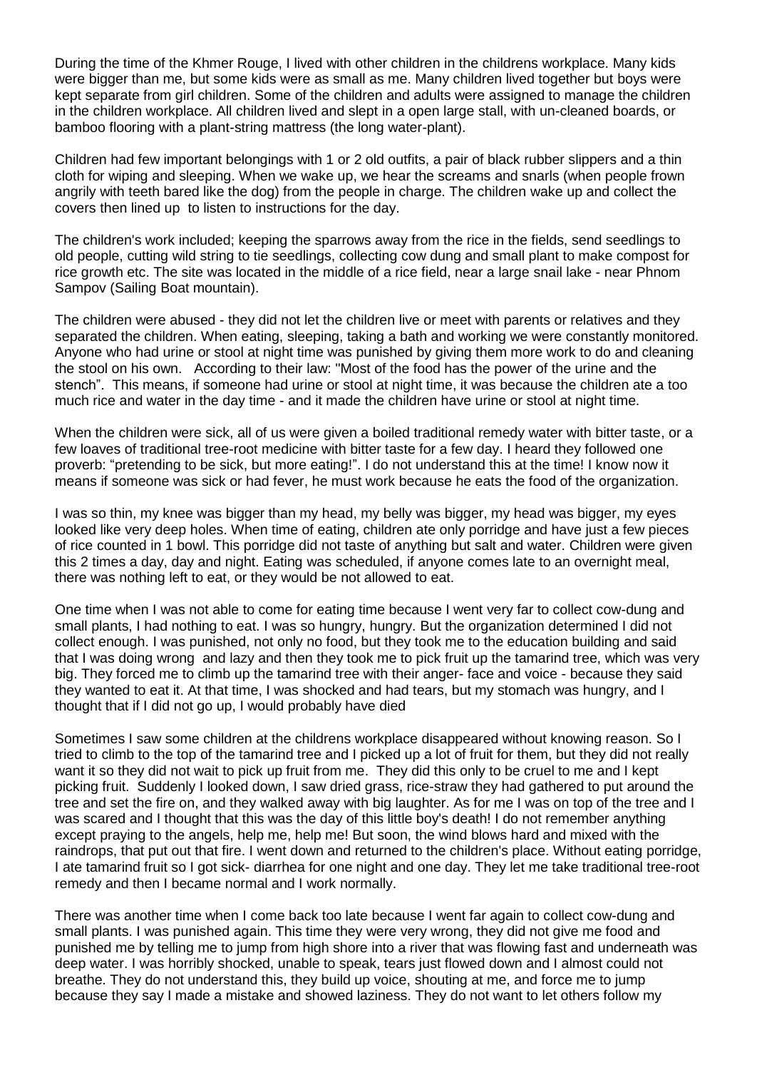During the time of the Khmer Rouge, I lived with other children in the childrens workplace. Many kids were bigger than me, but some kids were as small as me. Many children lived together but boys were kept separate from girl children. Some of the children and adults were assigned to manage the children in the children workplace. All children lived and slept in a open large stall, with un-cleaned boards, or bamboo flooring with a plant-string mattress (the long water-plant).

Children had few important belongings with 1 or 2 old outfits, a pair of black rubber slippers and a thin cloth for wiping and sleeping. When we wake up, we hear the screams and snarls (when people frown angrily with teeth bared like the dog) from the people in charge. The children wake up and collect the covers then lined up to listen to instructions for the day.

The children's work included; keeping the sparrows away from the rice in the fields, send seedlings to old people, cutting wild string to tie seedlings, collecting cow dung and small plant to make compost for rice growth etc. The site was located in the middle of a rice field, near a large snail lake - near Phnom Sampov (Sailing Boat mountain).

The children were abused - they did not let the children live or meet with parents or relatives and they separated the children. When eating, sleeping, taking a bath and working we were constantly monitored. Anyone who had urine or stool at night time was punished by giving them more work to do and cleaning the stool on his own. According to their law: "Most of the food has the power of the urine and the stench". This means, if someone had urine or stool at night time, it was because the children ate a too much rice and water in the day time - and it made the children have urine or stool at night time.

When the children were sick, all of us were given a boiled traditional remedy water with bitter taste, or a few loaves of traditional tree-root medicine with bitter taste for a few day. I heard they followed one proverb: "pretending to be sick, but more eating!". I do not understand this at the time! I know now it means if someone was sick or had fever, he must work because he eats the food of the organization.

I was so thin, my knee was bigger than my head, my belly was bigger, my head was bigger, my eyes looked like very deep holes. When time of eating, children ate only porridge and have just a few pieces of rice counted in 1 bowl. This porridge did not taste of anything but salt and water. Children were given this 2 times a day, day and night. Eating was scheduled, if anyone comes late to an overnight meal, there was nothing left to eat, or they would be not allowed to eat.

One time when I was not able to come for eating time because I went very far to collect cow-dung and small plants, I had nothing to eat. I was so hungry, hungry. But the organization determined I did not collect enough. I was punished, not only no food, but they took me to the education building and said that I was doing wrong and lazy and then they took me to pick fruit up the tamarind tree, which was very big. They forced me to climb up the tamarind tree with their anger- face and voice - because they said they wanted to eat it. At that time, I was shocked and had tears, but my stomach was hungry, and I thought that if I did not go up, I would probably have died

Sometimes I saw some children at the childrens workplace disappeared without knowing reason. So I tried to climb to the top of the tamarind tree and I picked up a lot of fruit for them, but they did not really want it so they did not wait to pick up fruit from me. They did this only to be cruel to me and I kept picking fruit. Suddenly I looked down, I saw dried grass, rice-straw they had gathered to put around the tree and set the fire on, and they walked away with big laughter. As for me I was on top of the tree and I was scared and I thought that this was the day of this little boy's death! I do not remember anything except praying to the angels, help me, help me! But soon, the wind blows hard and mixed with the raindrops, that put out that fire. I went down and returned to the children's place. Without eating porridge, I ate tamarind fruit so I got sick- diarrhea for one night and one day. They let me take traditional tree-root remedy and then I became normal and I work normally.

There was another time when I come back too late because I went far again to collect cow-dung and small plants. I was punished again. This time they were very wrong, they did not give me food and punished me by telling me to jump from high shore into a river that was flowing fast and underneath was deep water. I was horribly shocked, unable to speak, tears just flowed down and I almost could not breathe. They do not understand this, they build up voice, shouting at me, and force me to jump because they say I made a mistake and showed laziness. They do not want to let others follow my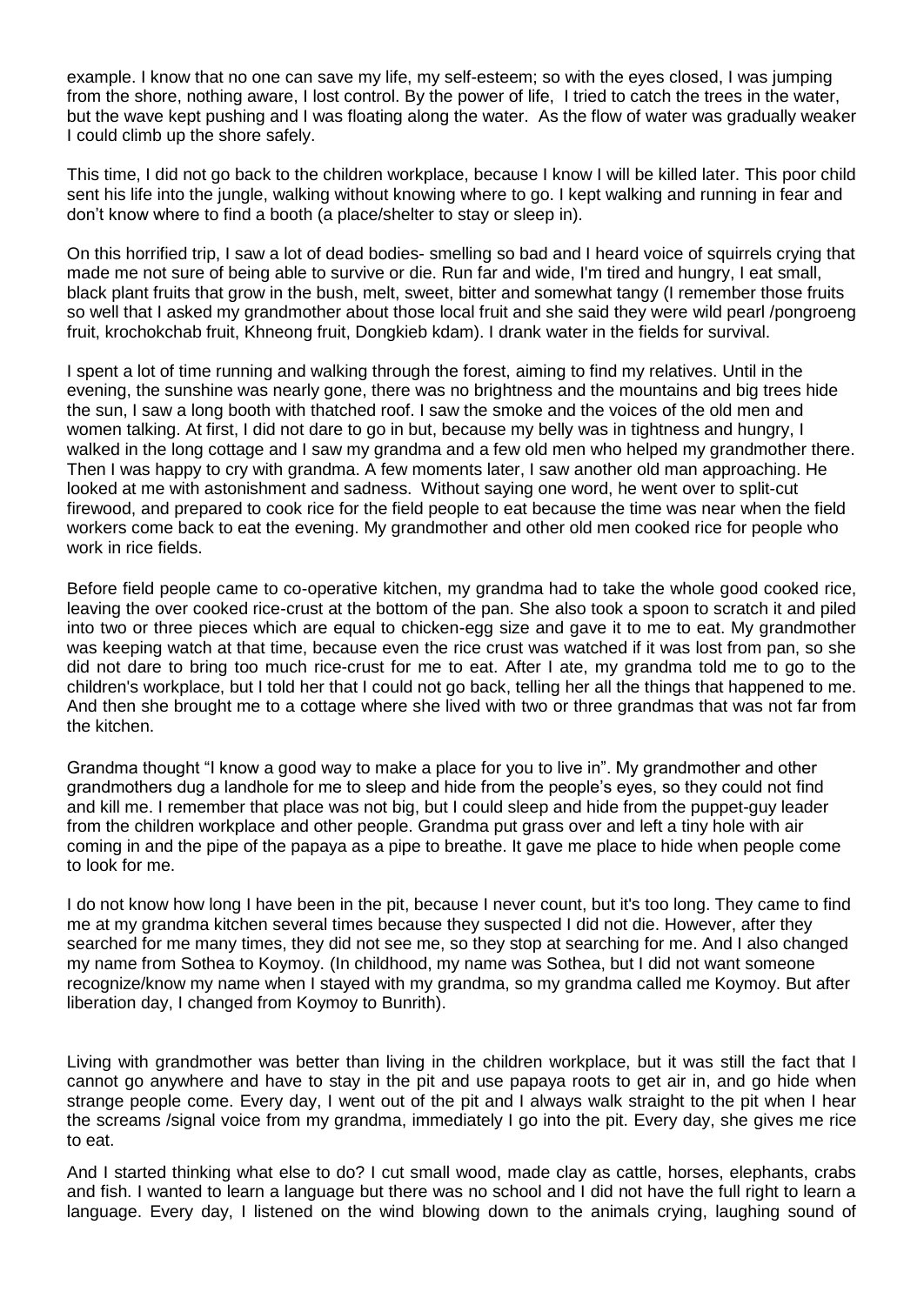example. I know that no one can save my life, my self-esteem; so with the eyes closed, I was jumping from the shore, nothing aware, I lost control. By the power of life, I tried to catch the trees in the water, but the wave kept pushing and I was floating along the water. As the flow of water was gradually weaker I could climb up the shore safely.

This time, I did not go back to the children workplace, because I know I will be killed later. This poor child sent his life into the jungle, walking without knowing where to go. I kept walking and running in fear and don't know where to find a booth (a place/shelter to stay or sleep in).

On this horrified trip, I saw a lot of dead bodies- smelling so bad and I heard voice of squirrels crying that made me not sure of being able to survive or die. Run far and wide, I'm tired and hungry, I eat small, black plant fruits that grow in the bush, melt, sweet, bitter and somewhat tangy (I remember those fruits so well that I asked my grandmother about those local fruit and she said they were wild pearl /pongroeng fruit, krochokchab fruit, Khneong fruit, Dongkieb kdam). I drank water in the fields for survival.

I spent a lot of time running and walking through the forest, aiming to find my relatives. Until in the evening, the sunshine was nearly gone, there was no brightness and the mountains and big trees hide the sun, I saw a long booth with thatched roof. I saw the smoke and the voices of the old men and women talking. At first, I did not dare to go in but, because my belly was in tightness and hungry, I walked in the long cottage and I saw my grandma and a few old men who helped my grandmother there. Then I was happy to cry with grandma. A few moments later, I saw another old man approaching. He looked at me with astonishment and sadness. Without saying one word, he went over to split-cut firewood, and prepared to cook rice for the field people to eat because the time was near when the field workers come back to eat the evening. My grandmother and other old men cooked rice for people who work in rice fields.

Before field people came to co-operative kitchen, my grandma had to take the whole good cooked rice, leaving the over cooked rice-crust at the bottom of the pan. She also took a spoon to scratch it and piled into two or three pieces which are equal to chicken-egg size and gave it to me to eat. My grandmother was keeping watch at that time, because even the rice crust was watched if it was lost from pan, so she did not dare to bring too much rice-crust for me to eat. After I ate, my grandma told me to go to the children's workplace, but I told her that I could not go back, telling her all the things that happened to me. And then she brought me to a cottage where she lived with two or three grandmas that was not far from the kitchen.

Grandma thought "I know a good way to make a place for you to live in". My grandmother and other grandmothers dug a landhole for me to sleep and hide from the people's eyes, so they could not find and kill me. I remember that place was not big, but I could sleep and hide from the puppet-guy leader from the children workplace and other people. Grandma put grass over and left a tiny hole with air coming in and the pipe of the papaya as a pipe to breathe. It gave me place to hide when people come to look for me.

I do not know how long I have been in the pit, because I never count, but it's too long. They came to find me at my grandma kitchen several times because they suspected I did not die. However, after they searched for me many times, they did not see me, so they stop at searching for me. And I also changed my name from Sothea to Koymoy. (In childhood, my name was Sothea, but I did not want someone recognize/know my name when I stayed with my grandma, so my grandma called me Koymoy. But after liberation day, I changed from Koymoy to Bunrith).

Living with grandmother was better than living in the children workplace, but it was still the fact that I cannot go anywhere and have to stay in the pit and use papaya roots to get air in, and go hide when strange people come. Every day, I went out of the pit and I always walk straight to the pit when I hear the screams /signal voice from my grandma, immediately I go into the pit. Every day, she gives me rice to eat.

And I started thinking what else to do? I cut small wood, made clay as cattle, horses, elephants, crabs and fish. I wanted to learn a language but there was no school and I did not have the full right to learn a language. Every day, I listened on the wind blowing down to the animals crying, laughing sound of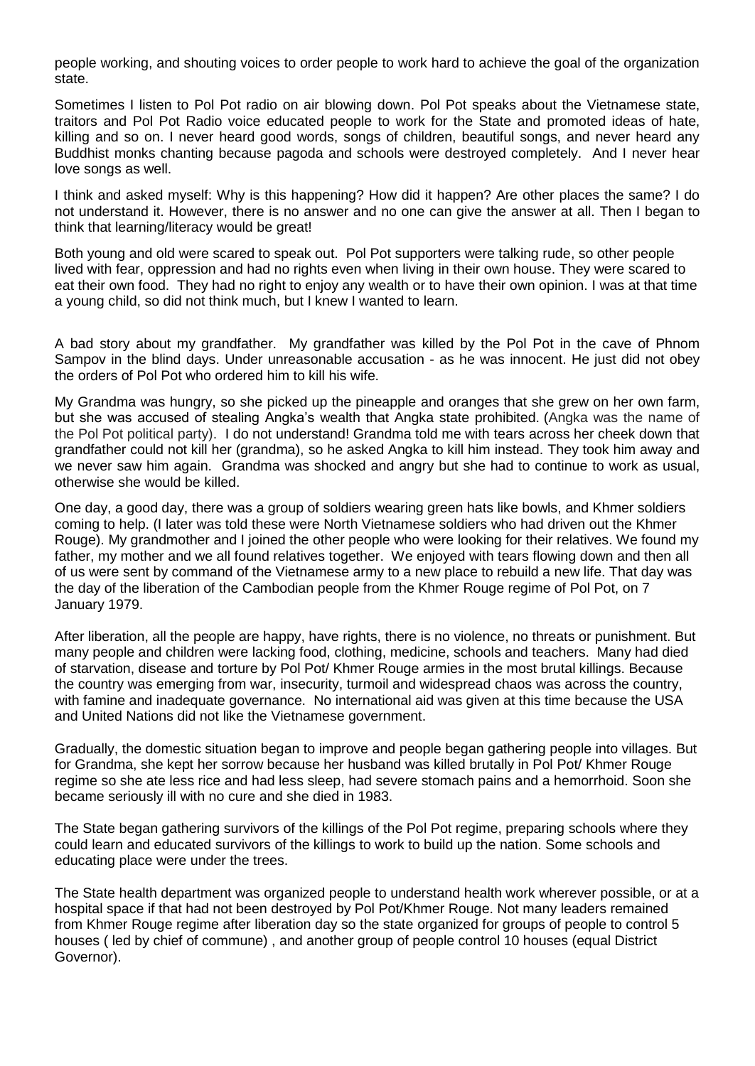people working, and shouting voices to order people to work hard to achieve the goal of the organization state.

Sometimes I listen to Pol Pot radio on air blowing down. Pol Pot speaks about the Vietnamese state, traitors and Pol Pot Radio voice educated people to work for the State and promoted ideas of hate, killing and so on. I never heard good words, songs of children, beautiful songs, and never heard any Buddhist monks chanting because pagoda and schools were destroyed completely. And I never hear love songs as well.

I think and asked myself: Why is this happening? How did it happen? Are other places the same? I do not understand it. However, there is no answer and no one can give the answer at all. Then I began to think that learning/literacy would be great!

Both young and old were scared to speak out. Pol Pot supporters were talking rude, so other people lived with fear, oppression and had no rights even when living in their own house. They were scared to eat their own food. They had no right to enjoy any wealth or to have their own opinion. I was at that time a young child, so did not think much, but I knew I wanted to learn.

A bad story about my grandfather. My grandfather was killed by the Pol Pot in the cave of Phnom Sampov in the blind days. Under unreasonable accusation - as he was innocent. He just did not obey the orders of Pol Pot who ordered him to kill his wife.

My Grandma was hungry, so she picked up the pineapple and oranges that she grew on her own farm, but she was accused of stealing Angka's wealth that Angka state prohibited. (Angka was the name of the Pol Pot political party). I do not understand! Grandma told me with tears across her cheek down that grandfather could not kill her (grandma), so he asked Angka to kill him instead. They took him away and we never saw him again. Grandma was shocked and angry but she had to continue to work as usual, otherwise she would be killed.

One day, a good day, there was a group of soldiers wearing green hats like bowls, and Khmer soldiers coming to help. (I later was told these were North Vietnamese soldiers who had driven out the Khmer Rouge). My grandmother and I joined the other people who were looking for their relatives. We found my father, my mother and we all found relatives together. We enjoyed with tears flowing down and then all of us were sent by command of the Vietnamese army to a new place to rebuild a new life. That day was the day of the liberation of the Cambodian people from the Khmer Rouge regime of Pol Pot, on 7 January 1979.

After liberation, all the people are happy, have rights, there is no violence, no threats or punishment. But many people and children were lacking food, clothing, medicine, schools and teachers. Many had died of starvation, disease and torture by Pol Pot/ Khmer Rouge armies in the most brutal killings. Because the country was emerging from war, insecurity, turmoil and widespread chaos was across the country, with famine and inadequate governance. No international aid was given at this time because the USA and United Nations did not like the Vietnamese government.

Gradually, the domestic situation began to improve and people began gathering people into villages. But for Grandma, she kept her sorrow because her husband was killed brutally in Pol Pot/ Khmer Rouge regime so she ate less rice and had less sleep, had severe stomach pains and a hemorrhoid. Soon she became seriously ill with no cure and she died in 1983.

The State began gathering survivors of the killings of the Pol Pot regime, preparing schools where they could learn and educated survivors of the killings to work to build up the nation. Some schools and educating place were under the trees.

The State health department was organized people to understand health work wherever possible, or at a hospital space if that had not been destroyed by Pol Pot/Khmer Rouge. Not many leaders remained from Khmer Rouge regime after liberation day so the state organized for groups of people to control 5 houses ( led by chief of commune) , and another group of people control 10 houses (equal District Governor).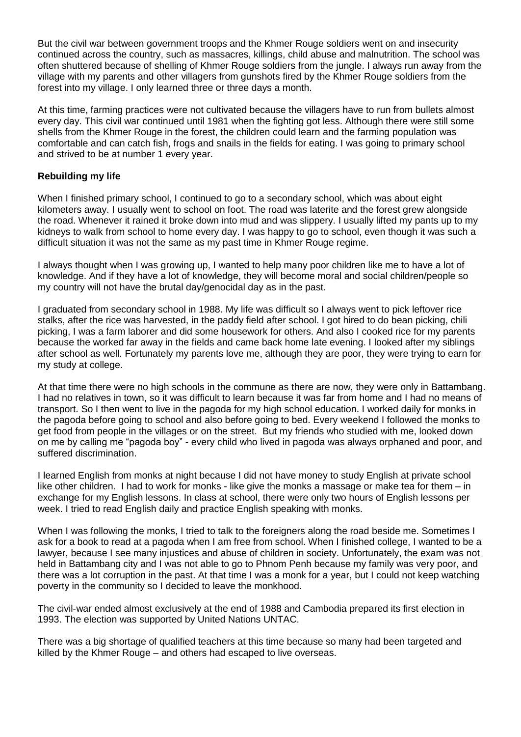But the civil war between government troops and the Khmer Rouge soldiers went on and insecurity continued across the country, such as massacres, killings, child abuse and malnutrition. The school was often shuttered because of shelling of Khmer Rouge soldiers from the jungle. I always run away from the village with my parents and other villagers from gunshots fired by the Khmer Rouge soldiers from the forest into my village. I only learned three or three days a month.

At this time, farming practices were not cultivated because the villagers have to run from bullets almost every day. This civil war continued until 1981 when the fighting got less. Although there were still some shells from the Khmer Rouge in the forest, the children could learn and the farming population was comfortable and can catch fish, frogs and snails in the fields for eating. I was going to primary school and strived to be at number 1 every year.

**Rebuilding my life**

When I finished primary school, I continued to go to a secondary school, which was about eight kilometers away. I usually went to school on foot. The road was laterite and the forest grew alongside the road. Whenever it rained it broke down into mud and was slippery. I usually lifted my pants up to my kidneys to walk from school to home every day. I was happy to go to school, even though it was such a difficult situation it was not the same as my past time in Khmer Rouge regime.

I always thought when I was growing up, I wanted to help many poor children like me to have a lot of knowledge. And if they have a lot of knowledge, they will become moral and social children/people so my country will not have the brutal day/genocidal day as in the past.

I graduated from secondary school in 1988. My life was difficult so I always went to pick leftover rice stalks, after the rice was harvested, in the paddy field after school. I got hired to do bean picking, chili picking, I was a farm laborer and did some housework for others. And also I cooked rice for my parents because the worked far away in the fields and came back home late evening. I looked after my siblings after school as well. Fortunately my parents love me, although they are poor, they were trying to earn for my study at college.

At that time there were no high schools in the commune as there are now, they were only in Battambang. I had no relatives in town, so it was difficult to learn because it was far from home and I had no means of transport. So I then went to live in the pagoda for my high school education. I worked daily for monks in the pagoda before going to school and also before going to bed. Every weekend I followed the monks to get food from people in the villages or on the street. But my friends who studied with me, looked down on me by calling me "pagoda boy" - every child who lived in pagoda was always orphaned and poor, and suffered discrimination.

I learned English from monks at night because I did not have money to study English at private school like other children. I had to work for monks - like give the monks a massage or make tea for them – in exchange for my English lessons. In class at school, there were only two hours of English lessons per week. I tried to read English daily and practice English speaking with monks.

When I was following the monks, I tried to talk to the foreigners along the road beside me. Sometimes I ask for a book to read at a pagoda when I am free from school. When I finished college, I wanted to be a lawyer, because I see many injustices and abuse of children in society. Unfortunately, the exam was not held in Battambang city and I was not able to go to Phnom Penh because my family was very poor, and there was a lot corruption in the past. At that time I was a monk for a year, but I could not keep watching poverty in the community so I decided to leave the monkhood.

The civil-war ended almost exclusively at the end of 1988 and Cambodia prepared its first election in 1993. The election was supported by United Nations UNTAC.

There was a big shortage of qualified teachers at this time because so many had been targeted and killed by the Khmer Rouge – and others had escaped to live overseas.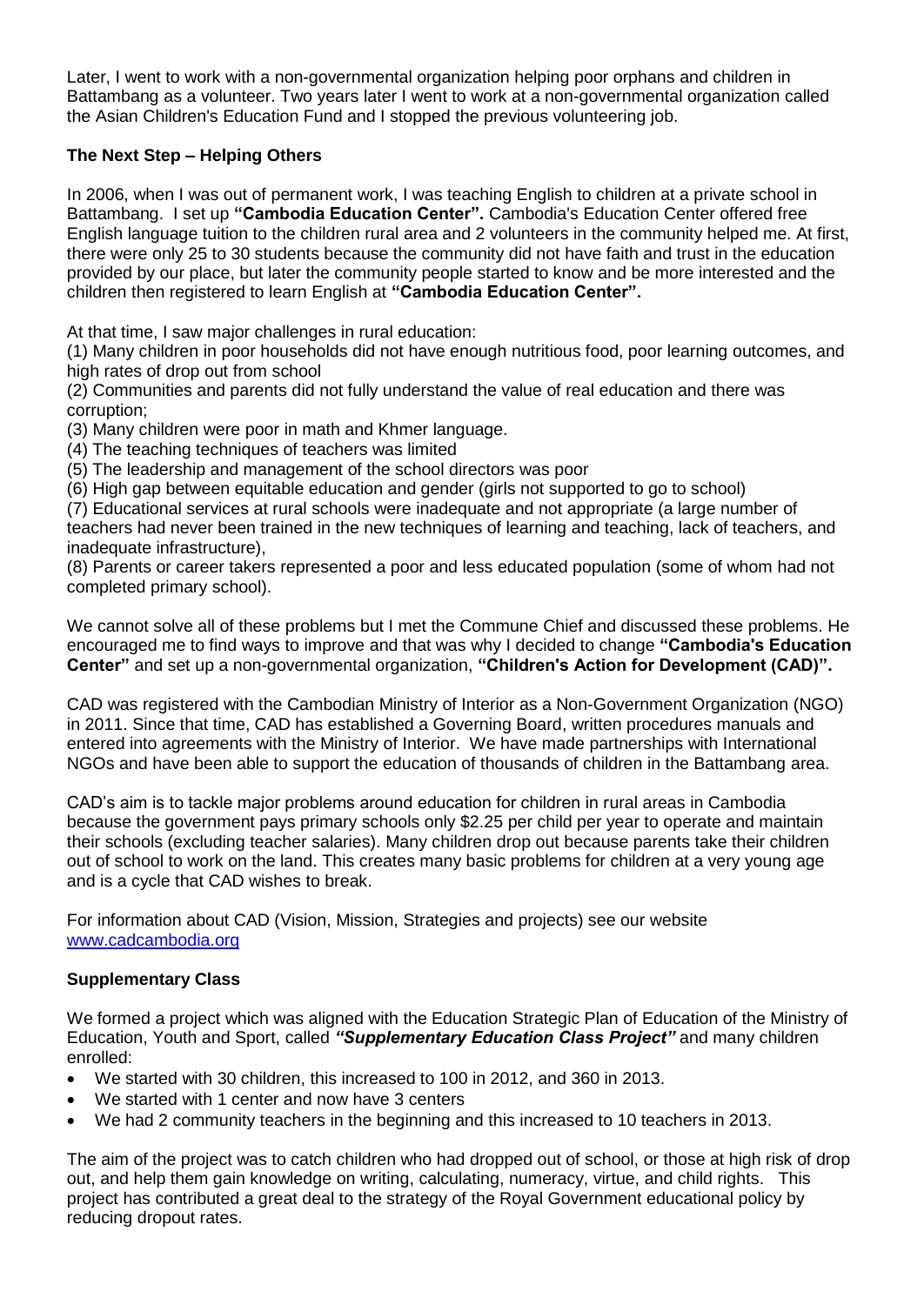Later, I went to work with a non-governmental organization helping poor orphans and children in Battambang as a volunteer. Two years later I went to work at a non-governmental organization called the Asian Children's Education Fund and I stopped the previous volunteering job.

### The Next Step – Helping Others

In 2006, when I was out of permanent work, I was teaching English to children at a private school in Battambang. I set up **"Cambodia Education Center".** Cambodia's Education Center offered free English language tuition to the children rural area and 2 volunteers in the community helped me. At first, there were only 25 to 30 students because the community did not have faith and trust in the education provided by our place, but later the community people started to know and be more interested and the children then registered to learn English at **"Cambodia Education Center".**

At that time, I saw major challenges in rural education:

(1) Many children in poor households did not have enough nutritious food, poor learning outcomes, and high rates of drop out from school
(2) Communities and parents did not fully understand the value of real education and there was corruption;
(3) Many children were poor in math and Khmer language.
(4) The teaching techniques of teachers was limited
(5) The leadership and management of the school directors was poor
(6) High gap between equitable education and gender (girls not supported to go to school)
(7) Educational services at rural schools were inadequate and not appropriate (a large number of teachers had never been trained in the new techniques of learning and teaching, lack of teachers, and inadequate infrastructure),
(8) Parents or career takers represented a poor and less educated population (some of whom had not completed primary school).

We cannot solve all of these problems but I met the Commune Chief and discussed these problems. He encouraged me to find ways to improve and that was why I decided to change **"Cambodia's Education Center"** and set up a non-governmental organization, **"Children's Action for Development (CAD)".**

CAD was registered with the Cambodian Ministry of Interior as a Non-Government Organization (NGO) in 2011. Since that time, CAD has established a Governing Board, written procedures manuals and entered into agreements with the Ministry of Interior. We have made partnerships with International NGOs and have been able to support the education of thousands of children in the Battambang area.

CAD's aim is to tackle major problems around education for children in rural areas in Cambodia because the government pays primary schools only $2.25 per child per year to operate and maintain their schools (excluding teacher salaries). Many children drop out because parents take their children out of school to work on the land. This creates many basic problems for children at a very young age and is a cycle that CAD wishes to break.

For information about CAD (Vision, Mission, Strategies and projects) see our website [www.cadcambodia.org](www.cadcambodia.org)

### Supplementary Class

We formed a project which was aligned with the Education Strategic Plan of Education of the Ministry of Education, Youth and Sport, called ***"Supplementary Education Class Project"*** and many children enrolled:

- We started with 30 children, this increased to 100 in 2012, and 360 in 2013.
- We started with 1 center and now have 3 centers
- We had 2 community teachers in the beginning and this increased to 10 teachers in 2013.

The aim of the project was to catch children who had dropped out of school, or those at high risk of drop out, and help them gain knowledge on writing, calculating, numeracy, virtue, and child rights. This project has contributed a great deal to the strategy of the Royal Government educational policy by reducing dropout rates.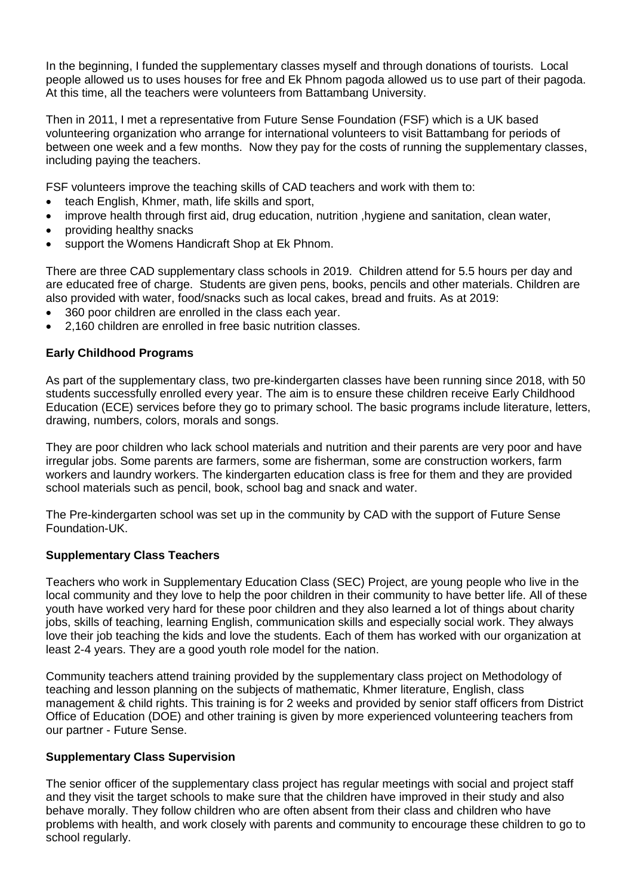In the beginning, I funded the supplementary classes myself and through donations of tourists. Local people allowed us to uses houses for free and Ek Phnom pagoda allowed us to use part of their pagoda. At this time, all the teachers were volunteers from Battambang University.

Then in 2011, I met a representative from Future Sense Foundation (FSF) which is a UK based volunteering organization who arrange for international volunteers to visit Battambang for periods of between one week and a few months. Now they pay for the costs of running the supplementary classes, including paying the teachers.

FSF volunteers improve the teaching skills of CAD teachers and work with them to:

- teach English, Khmer, math, life skills and sport,
- improve health through first aid, drug education, nutrition ,hygiene and sanitation, clean water,
- providing healthy snacks
- support the Womens Handicraft Shop at Ek Phnom.

There are three CAD supplementary class schools in 2019. Children attend for 5.5 hours per day and are educated free of charge. Students are given pens, books, pencils and other materials. Children are also provided with water, food/snacks such as local cakes, bread and fruits. As at 2019:

- 360 poor children are enrolled in the class each year.
- 2,160 children are enrolled in free basic nutrition classes.

**Early Childhood Programs**

As part of the supplementary class, two pre-kindergarten classes have been running since 2018, with 50 students successfully enrolled every year. The aim is to ensure these children receive Early Childhood Education (ECE) services before they go to primary school. The basic programs include literature, letters, drawing, numbers, colors, morals and songs.

They are poor children who lack school materials and nutrition and their parents are very poor and have irregular jobs. Some parents are farmers, some are fisherman, some are construction workers, farm workers and laundry workers. The kindergarten education class is free for them and they are provided school materials such as pencil, book, school bag and snack and water.

The Pre-kindergarten school was set up in the community by CAD with the support of Future Sense Foundation-UK.

**Supplementary Class Teachers**

Teachers who work in Supplementary Education Class (SEC) Project, are young people who live in the local community and they love to help the poor children in their community to have better life. All of these youth have worked very hard for these poor children and they also learned a lot of things about charity jobs, skills of teaching, learning English, communication skills and especially social work. They always love their job teaching the kids and love the students. Each of them has worked with our organization at least 2-4 years. They are a good youth role model for the nation.

Community teachers attend training provided by the supplementary class project on Methodology of teaching and lesson planning on the subjects of mathematic, Khmer literature, English, class management & child rights. This training is for 2 weeks and provided by senior staff officers from District Office of Education (DOE) and other training is given by more experienced volunteering teachers from our partner - Future Sense.

**Supplementary Class Supervision**

The senior officer of the supplementary class project has regular meetings with social and project staff and they visit the target schools to make sure that the children have improved in their study and also behave morally. They follow children who are often absent from their class and children who have problems with health, and work closely with parents and community to encourage these children to go to school regularly.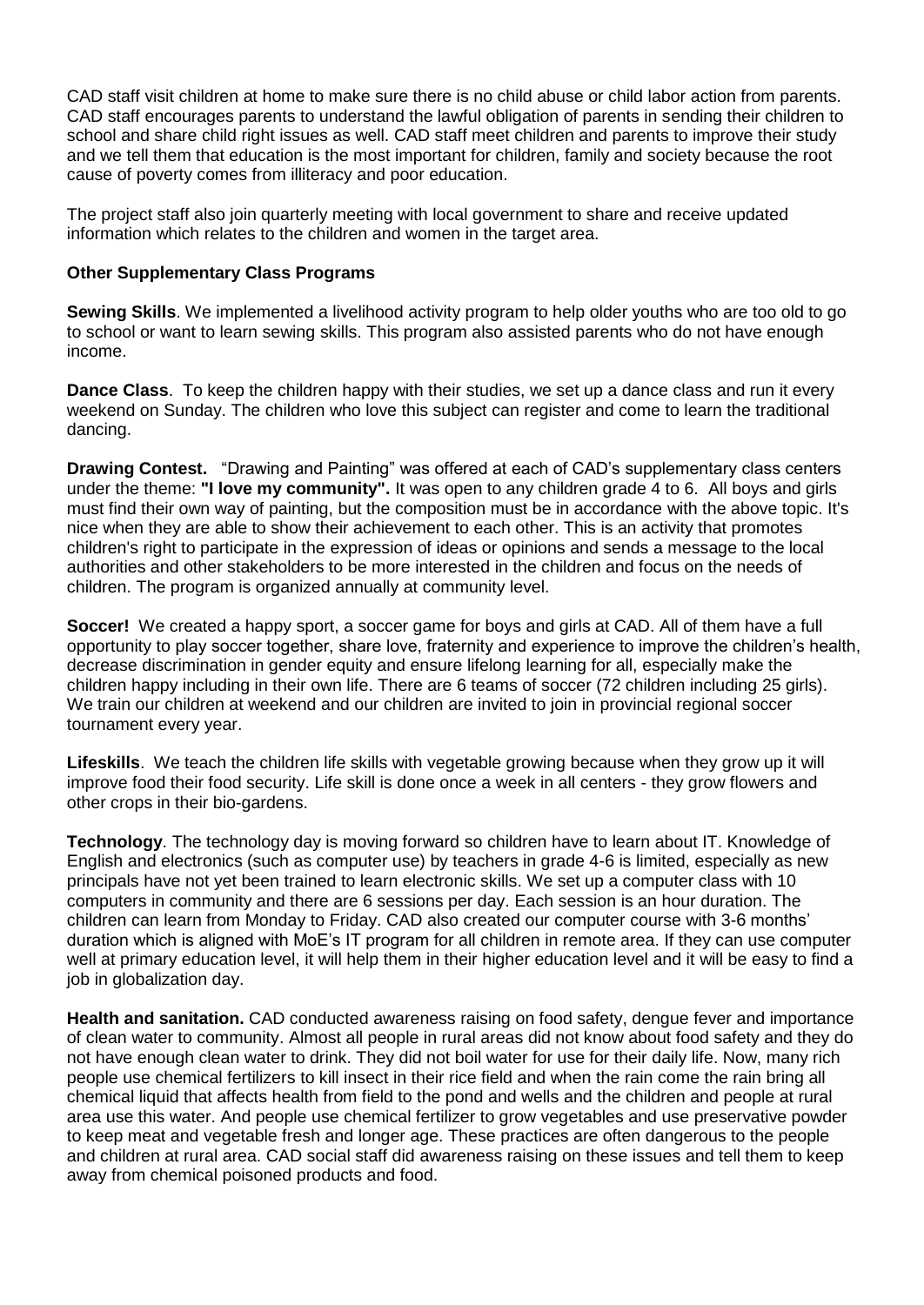CAD staff visit children at home to make sure there is no child abuse or child labor action from parents. CAD staff encourages parents to understand the lawful obligation of parents in sending their children to school and share child right issues as well. CAD staff meet children and parents to improve their study and we tell them that education is the most important for children, family and society because the root cause of poverty comes from illiteracy and poor education.

The project staff also join quarterly meeting with local government to share and receive updated information which relates to the children and women in the target area.

**Other Supplementary Class Programs**

**Sewing Skills**. We implemented a livelihood activity program to help older youths who are too old to go to school or want to learn sewing skills. This program also assisted parents who do not have enough income.

**Dance Class**. To keep the children happy with their studies, we set up a dance class and run it every weekend on Sunday. The children who love this subject can register and come to learn the traditional dancing.

**Drawing Contest.** "Drawing and Painting" was offered at each of CAD's supplementary class centers under the theme: **"I love my community".** It was open to any children grade 4 to 6. All boys and girls must find their own way of painting, but the composition must be in accordance with the above topic. It's nice when they are able to show their achievement to each other. This is an activity that promotes children's right to participate in the expression of ideas or opinions and sends a message to the local authorities and other stakeholders to be more interested in the children and focus on the needs of children. The program is organized annually at community level.

**Soccer!** We created a happy sport, a soccer game for boys and girls at CAD. All of them have a full opportunity to play soccer together, share love, fraternity and experience to improve the children's health, decrease discrimination in gender equity and ensure lifelong learning for all, especially make the children happy including in their own life. There are 6 teams of soccer (72 children including 25 girls). We train our children at weekend and our children are invited to join in provincial regional soccer tournament every year.

**Lifeskills**. We teach the children life skills with vegetable growing because when they grow up it will improve food their food security. Life skill is done once a week in all centers - they grow flowers and other crops in their bio-gardens.

**Technology**. The technology day is moving forward so children have to learn about IT. Knowledge of English and electronics (such as computer use) by teachers in grade 4-6 is limited, especially as new principals have not yet been trained to learn electronic skills. We set up a computer class with 10 computers in community and there are 6 sessions per day. Each session is an hour duration. The children can learn from Monday to Friday. CAD also created our computer course with 3-6 months' duration which is aligned with MoE's IT program for all children in remote area. If they can use computer well at primary education level, it will help them in their higher education level and it will be easy to find a job in globalization day.

**Health and sanitation.** CAD conducted awareness raising on food safety, dengue fever and importance of clean water to community. Almost all people in rural areas did not know about food safety and they do not have enough clean water to drink. They did not boil water for use for their daily life. Now, many rich people use chemical fertilizers to kill insect in their rice field and when the rain come the rain bring all chemical liquid that affects health from field to the pond and wells and the children and people at rural area use this water. And people use chemical fertilizer to grow vegetables and use preservative powder to keep meat and vegetable fresh and longer age. These practices are often dangerous to the people and children at rural area. CAD social staff did awareness raising on these issues and tell them to keep away from chemical poisoned products and food.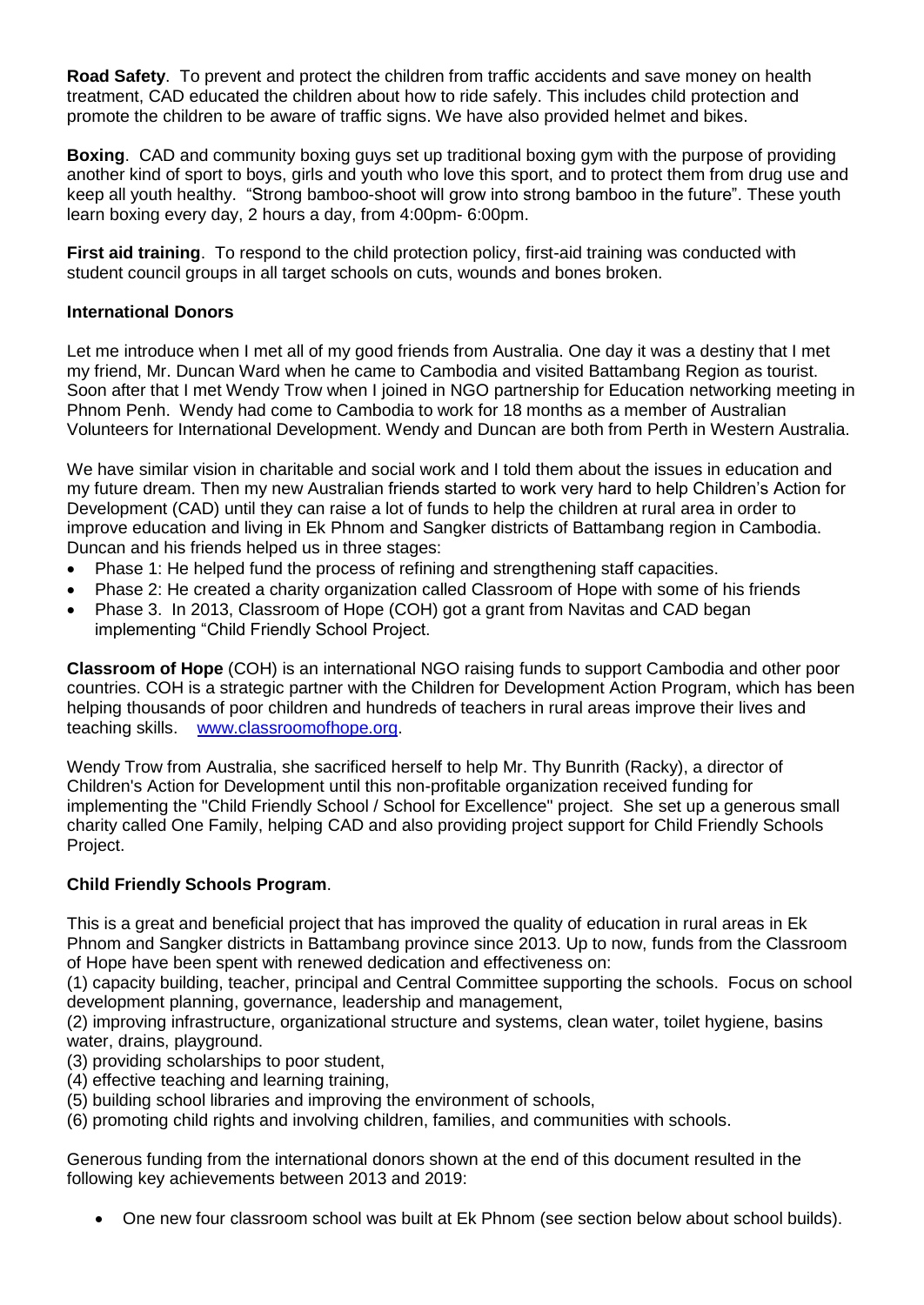**Road Safety**. To prevent and protect the children from traffic accidents and save money on health treatment, CAD educated the children about how to ride safely. This includes child protection and promote the children to be aware of traffic signs. We have also provided helmet and bikes.

**Boxing**. CAD and community boxing guys set up traditional boxing gym with the purpose of providing another kind of sport to boys, girls and youth who love this sport, and to protect them from drug use and keep all youth healthy. "Strong bamboo-shoot will grow into strong bamboo in the future". These youth learn boxing every day, 2 hours a day, from 4:00pm- 6:00pm.

**First aid training**. To respond to the child protection policy, first-aid training was conducted with student council groups in all target schools on cuts, wounds and bones broken.

**International Donors**

Let me introduce when I met all of my good friends from Australia. One day it was a destiny that I met my friend, Mr. Duncan Ward when he came to Cambodia and visited Battambang Region as tourist. Soon after that I met Wendy Trow when I joined in NGO partnership for Education networking meeting in Phnom Penh. Wendy had come to Cambodia to work for 18 months as a member of Australian Volunteers for International Development. Wendy and Duncan are both from Perth in Western Australia.

We have similar vision in charitable and social work and I told them about the issues in education and my future dream. Then my new Australian friends started to work very hard to help Children's Action for Development (CAD) until they can raise a lot of funds to help the children at rural area in order to improve education and living in Ek Phnom and Sangker districts of Battambang region in Cambodia. Duncan and his friends helped us in three stages:

- Phase 1: He helped fund the process of refining and strengthening staff capacities.
- Phase 2: He created a charity organization called Classroom of Hope with some of his friends
- Phase 3. In 2013, Classroom of Hope (COH) got a grant from Navitas and CAD began implementing "Child Friendly School Project.

**Classroom of Hope** (COH) is an international NGO raising funds to support Cambodia and other poor countries. COH is a strategic partner with the Children for Development Action Program, which has been helping thousands of poor children and hundreds of teachers in rural areas improve their lives and teaching skills. [www.classroomofhope.org](www.classroomofhope.org).

Wendy Trow from Australia, she sacrificed herself to help Mr. Thy Bunrith (Racky), a director of Children's Action for Development until this non-profitable organization received funding for implementing the "Child Friendly School / School for Excellence" project. She set up a generous small charity called One Family, helping CAD and also providing project support for Child Friendly Schools Project.

**Child Friendly Schools Program**.

This is a great and beneficial project that has improved the quality of education in rural areas in Ek Phnom and Sangker districts in Battambang province since 2013. Up to now, funds from the Classroom of Hope have been spent with renewed dedication and effectiveness on:

(1) capacity building, teacher, principal and Central Committee supporting the schools. Focus on school development planning, governance, leadership and management,
(2) improving infrastructure, organizational structure and systems, clean water, toilet hygiene, basins water, drains, playground.
(3) providing scholarships to poor student,
(4) effective teaching and learning training,
(5) building school libraries and improving the environment of schools,
(6) promoting child rights and involving children, families, and communities with schools.

Generous funding from the international donors shown at the end of this document resulted in the following key achievements between 2013 and 2019:

- One new four classroom school was built at Ek Phnom (see section below about school builds).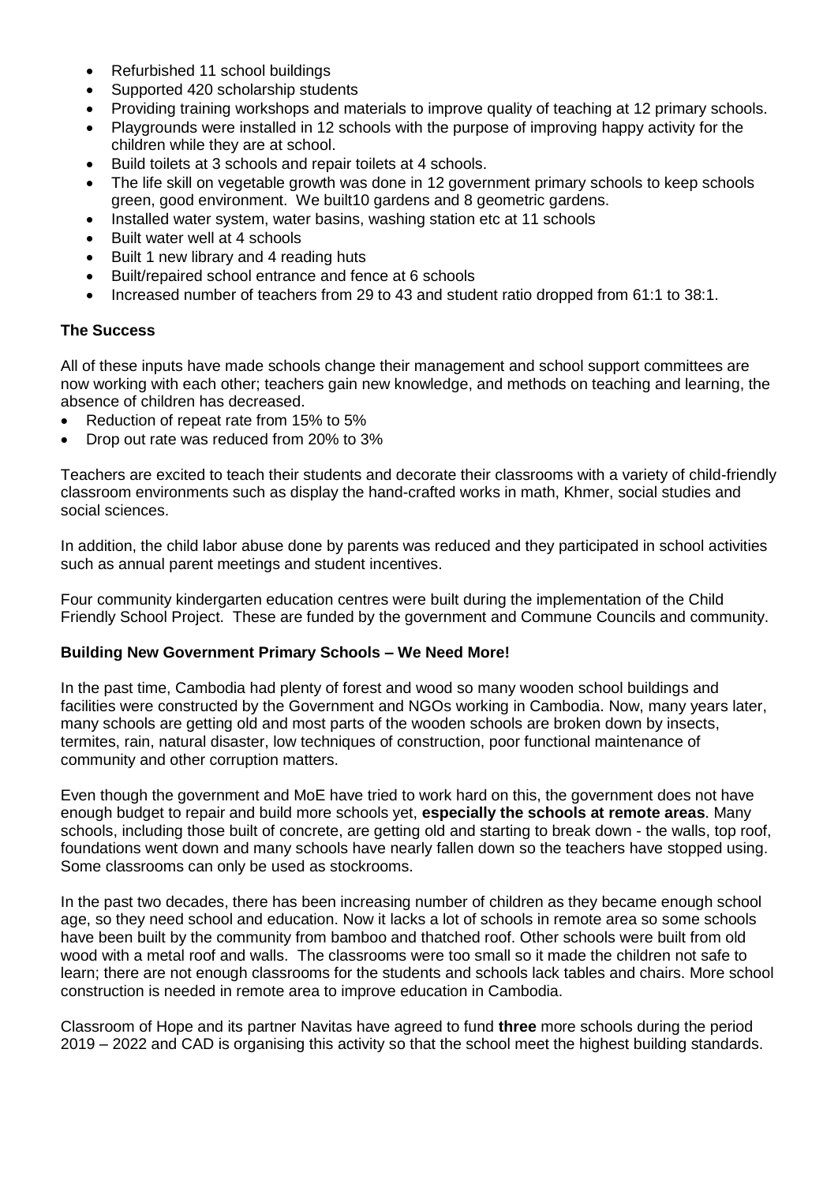- Refurbished 11 school buildings
- Supported 420 scholarship students
- Providing training workshops and materials to improve quality of teaching at 12 primary schools.
- Playgrounds were installed in 12 schools with the purpose of improving happy activity for the children while they are at school.
- Build toilets at 3 schools and repair toilets at 4 schools.
- The life skill on vegetable growth was done in 12 government primary schools to keep schools green, good environment. We built10 gardens and 8 geometric gardens.
- Installed water system, water basins, washing station etc at 11 schools
- Built water well at 4 schools
- Built 1 new library and 4 reading huts
- Built/repaired school entrance and fence at 6 schools
- Increased number of teachers from 29 to 43 and student ratio dropped from 61:1 to 38:1.

**The Success**

All of these inputs have made schools change their management and school support committees are now working with each other; teachers gain new knowledge, and methods on teaching and learning, the absence of children has decreased.

- Reduction of repeat rate from 15% to 5%
- Drop out rate was reduced from 20% to 3%

Teachers are excited to teach their students and decorate their classrooms with a variety of child-friendly classroom environments such as display the hand-crafted works in math, Khmer, social studies and social sciences.

In addition, the child labor abuse done by parents was reduced and they participated in school activities such as annual parent meetings and student incentives.

Four community kindergarten education centres were built during the implementation of the Child Friendly School Project. These are funded by the government and Commune Councils and community.

**Building New Government Primary Schools – We Need More!**

In the past time, Cambodia had plenty of forest and wood so many wooden school buildings and facilities were constructed by the Government and NGOs working in Cambodia. Now, many years later, many schools are getting old and most parts of the wooden schools are broken down by insects, termites, rain, natural disaster, low techniques of construction, poor functional maintenance of community and other corruption matters.

Even though the government and MoE have tried to work hard on this, the government does not have enough budget to repair and build more schools yet, **especially the schools at remote areas**. Many schools, including those built of concrete, are getting old and starting to break down - the walls, top roof, foundations went down and many schools have nearly fallen down so the teachers have stopped using. Some classrooms can only be used as stockrooms.

In the past two decades, there has been increasing number of children as they became enough school age, so they need school and education. Now it lacks a lot of schools in remote area so some schools have been built by the community from bamboo and thatched roof. Other schools were built from old wood with a metal roof and walls. The classrooms were too small so it made the children not safe to learn; there are not enough classrooms for the students and schools lack tables and chairs. More school construction is needed in remote area to improve education in Cambodia.

Classroom of Hope and its partner Navitas have agreed to fund **three** more schools during the period 2019 – 2022 and CAD is organising this activity so that the school meet the highest building standards.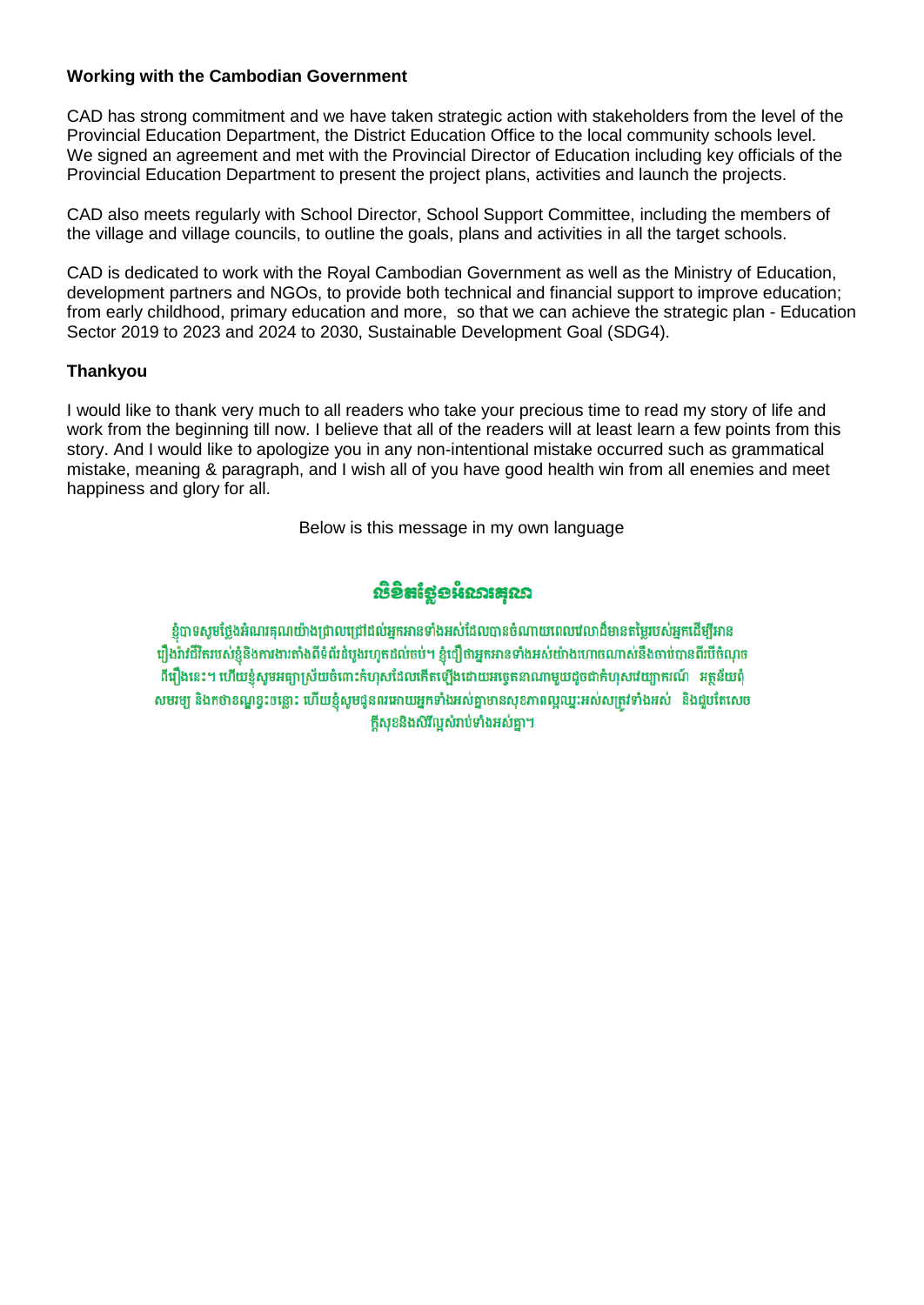**Working with the Cambodian Government**

CAD has strong commitment and we have taken strategic action with stakeholders from the level of the Provincial Education Department, the District Education Office to the local community schools level. We signed an agreement and met with the Provincial Director of Education including key officials of the Provincial Education Department to present the project plans, activities and launch the projects.

CAD also meets regularly with School Director, School Support Committee, including the members of the village and village councils, to outline the goals, plans and activities in all the target schools.

CAD is dedicated to work with the Royal Cambodian Government as well as the Ministry of Education, development partners and NGOs, to provide both technical and financial support to improve education; from early childhood, primary education and more, so that we can achieve the strategic plan - Education Sector 2019 to 2023 and 2024 to 2030, Sustainable Development Goal (SDG4).

**Thankyou**

I would like to thank very much to all readers who take your precious time to read my story of life and work from the beginning till now. I believe that all of the readers will at least learn a few points from this story. And I would like to apologize you in any non-intentional mistake occurred such as grammatical mistake, meaning & paragraph, and I wish all of you have good health win from all enemies and meet happiness and glory for all.

Below is this message in my own language

**លិខិតថ្លែងអំណរគុណ**

ខ្ញុំបាទសូមថ្លែងអំណរគុណយ៉ាងជ្រាលជ្រៅដល់អ្នកអានទាំងអស់ដែលបានចំណាយពេលវេលាដ៏មានតម្លៃរបស់អ្នកដើម្បីអានរឿងរ៉ាវជីវិតរបស់ខ្ញុំនិងការងារតាំងពីដំបូងរហូតដល់ចប់។ ខ្ញុំជឿថាអ្នកអានទាំងអស់យ៉ាងហោចណាស់នឹងចាប់បានពីរបីចំណុចពីរឿងនេះ។ ហើយខ្ញុំសូមអធ្យាស្រ័យចំពោះកំហុសដែលកើតឡើងដោយអចេតនាណាមួយដូចជាកំហុសវេយ្យាករណ៍ អត្ថន័យពុំសមរម្យ និងកថាខណ្ឌខ្វះចន្លោះ ហើយខ្ញុំសូមជូនពរអោយអ្នកទាំងអស់គ្នាមានសុខភាពល្អឈ្នះអស់សត្រូវទាំងអស់ និងជួបតែសេចក្តីសុខនិងសិរីល្អសំរាប់ទាំងអស់គ្នា។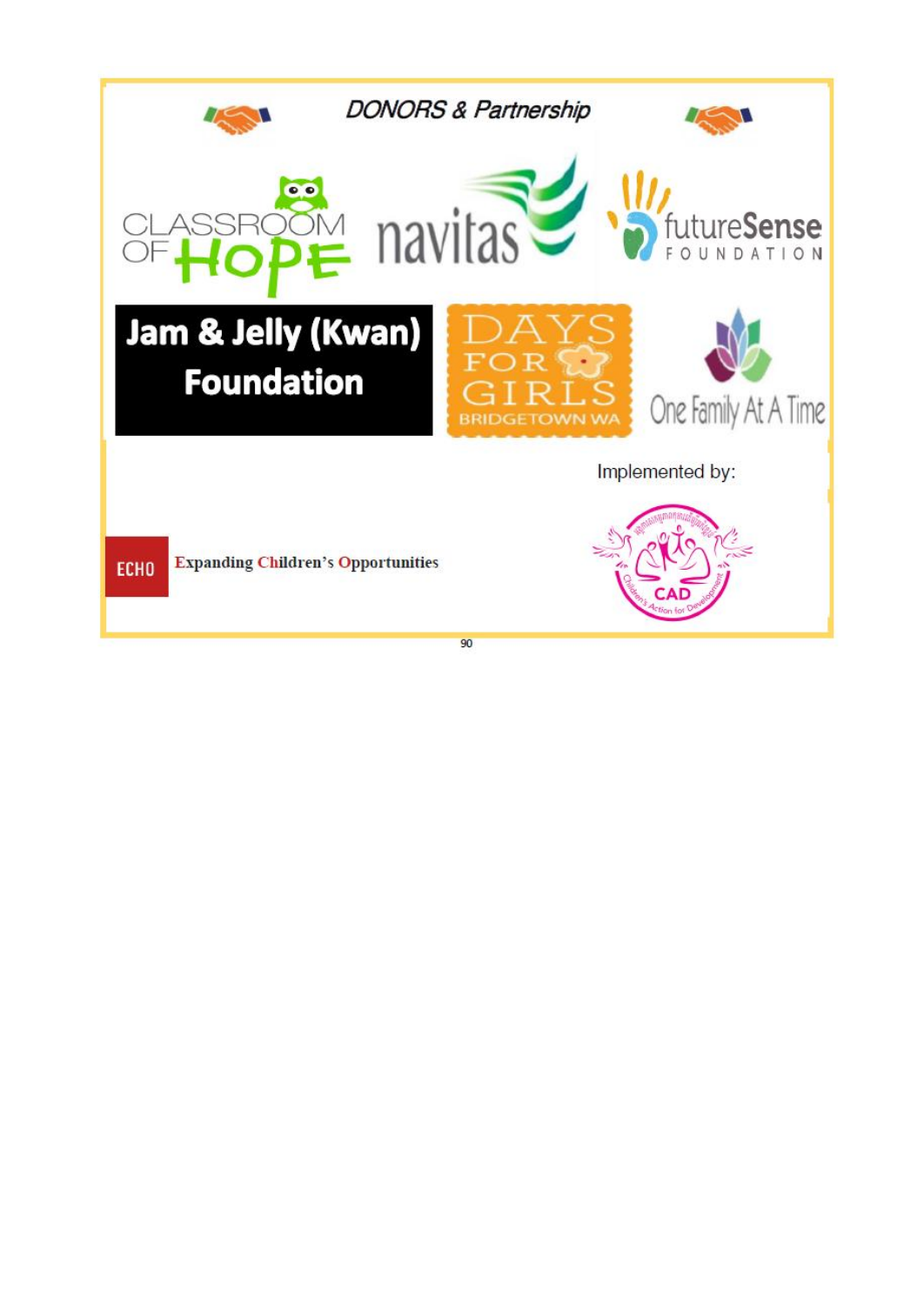## DONORS & Partnership

CLASSROOM OF HOPE

navitas

futureSense FOUNDATION

Jam & Jelly (Kwan) Foundation

DAYS FOR GIRLS BRIDGETOWN WA

One Family At A Time

Implemented by:

ECHO Expanding Children's Opportunities

CAD Children's Action for Development